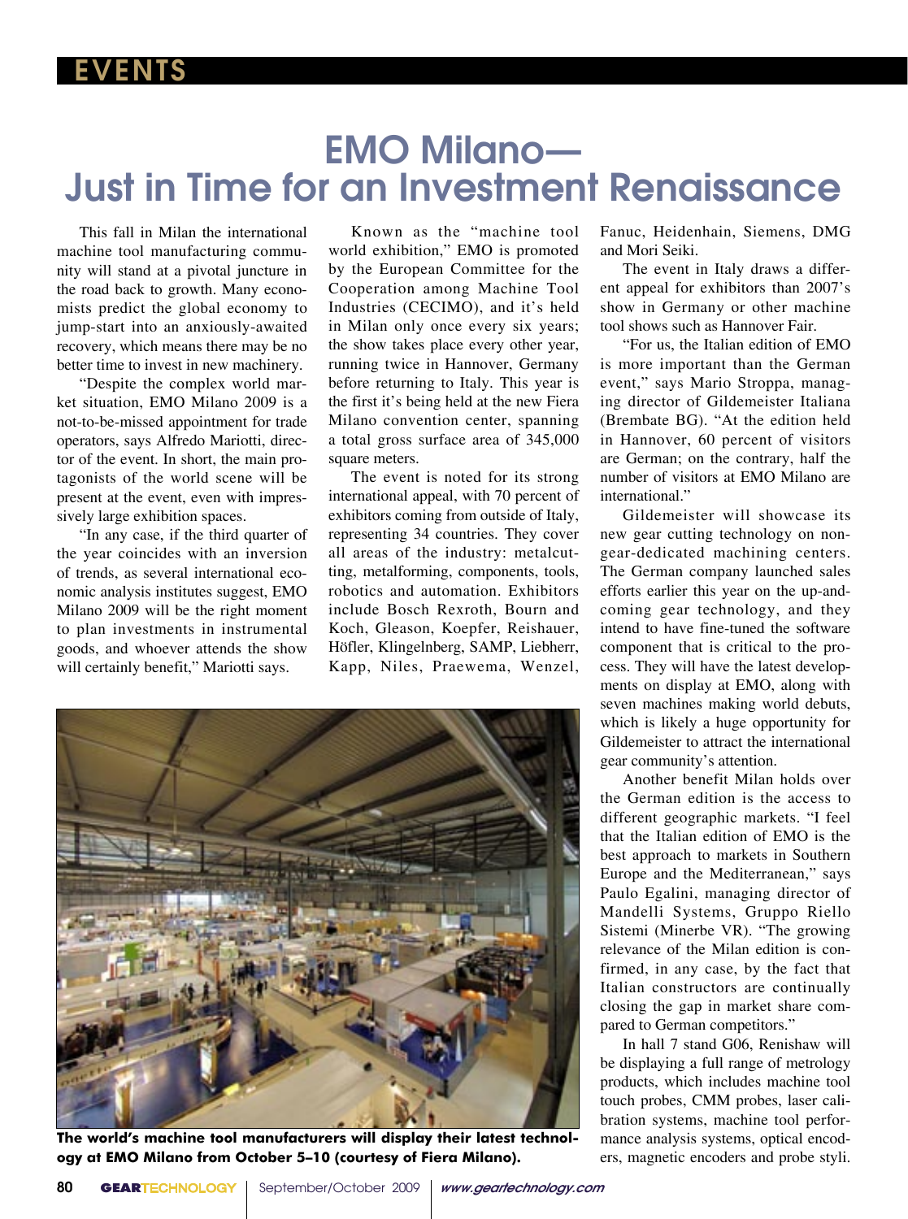# EMO Milano— Just in Time for an Investment Renaissance

This fall in Milan the international machine tool manufacturing community will stand at a pivotal juncture in the road back to growth. Many economists predict the global economy to jump-start into an anxiously-awaited recovery, which means there may be no better time to invest in new machinery.

"Despite the complex world market situation, EMO Milano 2009 is a not-to-be-missed appointment for trade operators, says Alfredo Mariotti, director of the event. In short, the main protagonists of the world scene will be present at the event, even with impressively large exhibition spaces.

"In any case, if the third quarter of the year coincides with an inversion of trends, as several international economic analysis institutes suggest, EMO Milano 2009 will be the right moment to plan investments in instrumental goods, and whoever attends the show will certainly benefit," Mariotti says.

Known as the "machine tool world exhibition," EMO is promoted by the European Committee for the Cooperation among Machine Tool Industries (CECIMO), and it's held in Milan only once every six years; the show takes place every other year, running twice in Hannover, Germany before returning to Italy. This year is the first it's being held at the new Fiera Milano convention center, spanning a total gross surface area of 345,000 square meters.

The event is noted for its strong international appeal, with 70 percent of exhibitors coming from outside of Italy, representing 34 countries. They cover all areas of the industry: metalcutting, metalforming, components, tools, robotics and automation. Exhibitors include Bosch Rexroth, Bourn and Koch, Gleason, Koepfer, Reishauer, Höfler, Klingelnberg, SAMP, Liebherr, Kapp, Niles, Praewema, Wenzel, Fanuc, Heidenhain, Siemens, DMG and Mori Seiki.

The event in Italy draws a different appeal for exhibitors than 2007's show in Germany or other machine tool shows such as Hanover Fair.

"For us, the Italian edition of EMO is more important than the German event," says Mario Stroppa, managing director of Gildemeister Italiana (Brembate BG). "At the edition held in Hannover, 60 percent of visitors are German; on the contrary, half the number of visitors at EMO Milano are international."

Gildemeister will showcase its new gear cutting technology on non-gear-dedicated machining centers. The German company launched sales efforts earlier this year on the up-and-coming gear technology, and they intend to have fine-tuned the software component that is critical to the process. They will have the latest developments on display at EMO, along with seven machines making world debuts, which is likely a huge opportunity for Gildemeister to attract the international gear community's attention.

Another benefit Milan holds over the German edition is the access to different geographic markets. "I feel that the Italian edition of EMO is the best approach to markets in Southern Europe and the Mediterranean," says Paulo Egalini, managing director of Mandelli Systems, Gruppo Riello Sistemi (Minerbe VR). "The growing relevance of the Milan edition is confirmed, in any case, by the fact that Italian constructors are continually closing the gap in market share compared to German competitors."

In hall 7 stand G06, Renishaw will be displaying a full range of metrology products, which includes machine tool touch probes, CMM probes, laser calibration systems, machine tool performance analysis systems, optical encoders, magnetic encoders and probe styli.

**The world's machine tool manufacturers will display their latest technology at EMO Milano from October 5–10 (courtesy of Fiera Milano).**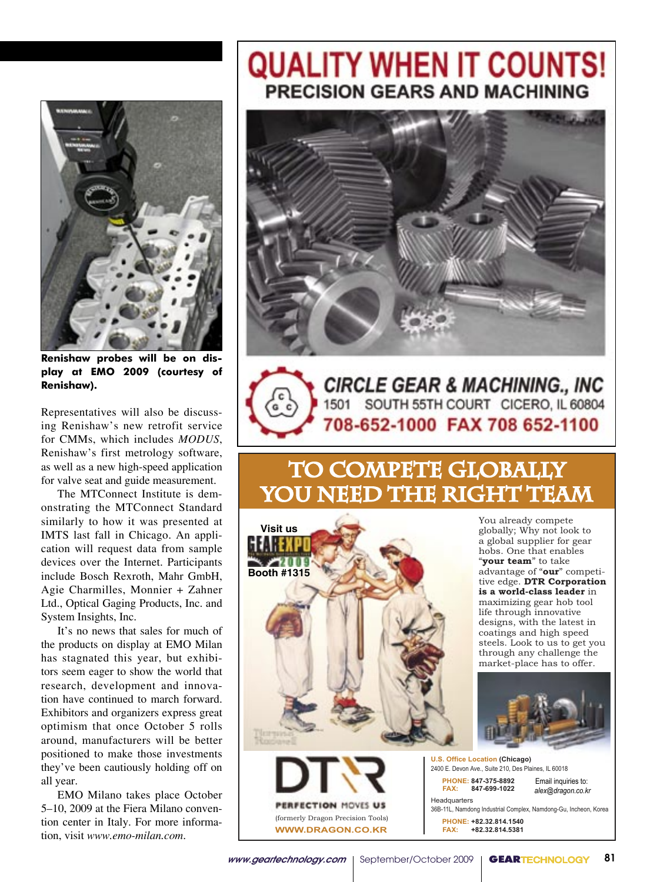**Renishaw probes will be on display at EMO 2009 (courtesy of Renishaw).**

Representatives will also be discussing Renishaw's new retrofit service for CMMs, which includes *MODUS*, Renishaw's first metrology software, as well as a new high-speed application for valve seat and guide measurement.

The MTConnect Institute is demonstrating the MTConnect Standard similarly to how it was presented at IMTS last fall in Chicago. An application will request data from sample devices over the Internet. Participants include Bosch Rexroth, Mahr GmbH, Agie Charmilles, Monnier + Zahner Ltd., Optical Gaging Products, Inc. and System Insights, Inc.

It's no news that sales for much of the products on display at EMO Milan has stagnated this year, but exhibitors seem eager to show the world that research, development and innovation have continued to march forward. Exhibitors and organizers express great optimism that once October 5 rolls around, manufacturers will be better positioned to make those investments they've been cautiously holding off on all year.

EMO Milano takes place October 5–10, 2009 at the Fiera Milano convention center in Italy. For more information, visit *www.emo-milan.com*.

# QUALITY WHEN IT COUNTS!

## PRECISION GEARS AND MACHINING

**CIRCLE GEAR & MACHINING., INC**
1501 SOUTH 55TH COURT CICERO, IL 60804
708-652-1000 FAX 708 652-1100

# TO COMPETE GLOBALLY YOU NEED THE RIGHT TEAM

Visit us GEAR EXPO 2009 Booth #1315

You already compete globally; Why not look to a global supplier for gear hobs. One that enables "**your team**" to take advantage of "**our**" competitive edge. **DTR Corporation is a world-class leader** in maximizing gear hob tool life through innovative designs, with the latest in coatings and high speed steels. Look to us to get you through any challenge the market-place has to offer.

DTR
PERFECTION MOVES US
(formerly Dragon Precision Tools)
WWW.DRAGON.CO.KR

**U.S. Office Location (Chicago)**
2400 E. Devon Ave., Suite 210, Des Plaines, IL 60018
PHONE: 847-375-8892
FAX: 847-699-1022
Email inquiries to: *alex@dragon.co.kr*

Headquarters
36B-11L, Namdong Industrial Complex, Namdong-Gu, Incheon, Korea
PHONE: +82.32.814.1540
FAX: +82.32.814.5381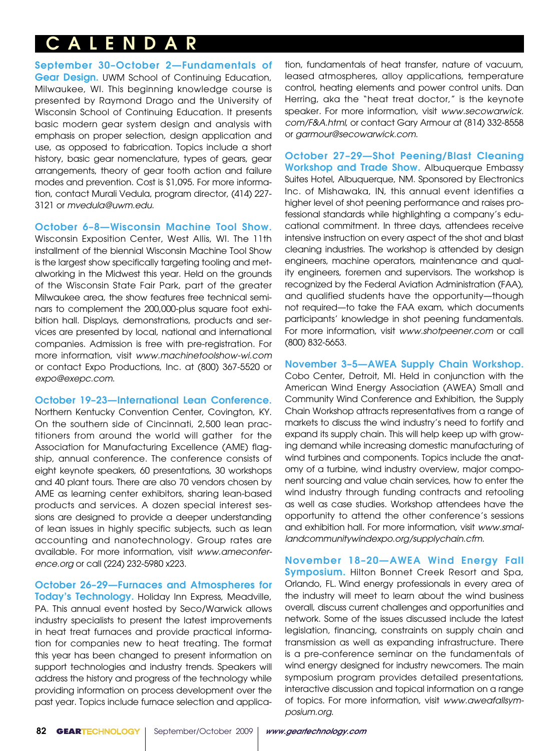# CALENDAR

**September 30–October 2—Fundamentals of Gear Design.** UWM School of Continuing Education, Milwaukee, WI. This beginning knowledge course is presented by Raymond Drago and the University of Wisconsin School of Continuing Education. It presents basic modern gear system design and analysis with emphasis on proper selection, design application and use, as opposed to fabrication. Topics include a short history, basic gear nomenclature, types of gears, gear arrangements, theory of gear tooth action and failure modes and prevention. Cost is $1,095. For more information, contact Murali Vedula, program director, (414) 227-3121 or *mvedula@uwm.edu*.

**October 6–8—Wisconsin Machine Tool Show.** Wisconsin Exposition Center, West Allis, WI. The 11th installment of the biennial Wisconsin Machine Tool Show is the largest show specifically targeting tooling and metalworking in the Midwest this year. Held on the grounds of the Wisconsin State Fair Park, part of the greater Milwaukee area, the show features free technical seminars to complement the 200,000-plus square foot exhibition hall. Displays, demonstrations, products and services are presented by local, national and international companies. Admission is free with pre-registration. For more information, visit *www.machinetoolshow-wi.com* or contact Expo Productions, Inc. at (800) 367-5520 or *expo@exepc.com*.

**October 19–23—International Lean Conference.** Northern Kentucky Convention Center, Covington, KY. On the southern side of Cincinnati, 2,500 lean practitioners from around the world will gather for the Association for Manufacturing Excellence (AME) flagship, annual conference. The conference consists of eight keynote speakers, 60 presentations, 30 workshops and 40 plant tours. There are also 70 vendors chosen by AME as learning center exhibitors, sharing lean-based products and services. A dozen special interest sessions are designed to provide a deeper understanding of lean issues in highly specific subjects, such as lean accounting and nanotechnology. Group rates are available. For more information, visit *www.ameconference.org* or call (224) 232-5980 x223.

**October 26–29—Furnaces and Atmospheres for Today's Technology.** Holiday Inn Express, Meadville, PA. This annual event hosted by Seco/Warwick allows industry specialists to present the latest improvements in heat treat furnaces and provide practical information for companies new to heat treating. The format this year has been changed to present information on support technologies and industry trends. Speakers will address the history and progress of the technology while providing information on process development over the past year. Topics include furnace selection and application, fundamentals of heat transfer, nature of vacuum, leased atmospheres, alloy applications, temperature control, heating elements and power control units. Dan Herring, aka the "heat treat doctor," is the keynote speaker. For more information, visit *www.secowarwick.com/F&A.html*, or contact Gary Armour at (814) 332-8558 or *garmour@secowarwick.com*.

**October 27–29—Shot Peening/Blast Cleaning Workshop and Trade Show.** Albuquerque Embassy Suites Hotel, Albuquerque, NM. Sponsored by Electronics Inc. of Mishawaka, IN, this annual event identifies a higher level of shot peening performance and raises professional standards while highlighting a company's educational commitment. In three days, attendees receive intensive instruction on every aspect of the shot and blast cleaning industries. The workshop is attended by design engineers, machine operators, maintenance and quality engineers, foremen and supervisors. The workshop is recognized by the Federal Aviation Administration (FAA), and qualified students have the opportunity—though not required—to take the FAA exam, which documents participants' knowledge in shot peening fundamentals. For more information, visit *www.shotpeener.com* or call (800) 832-5653.

**November 3–5—AWEA Supply Chain Workshop.** Cobo Center, Detroit, MI. Held in conjunction with the American Wind Energy Association (AWEA) Small and Community Wind Conference and Exhibition, the Supply Chain Workshop attracts representatives from a range of markets to discuss the wind industry's need to fortify and expand its supply chain. This will help keep up with growing demand while increasing domestic manufacturing of wind turbines and components. Topics include the anatomy of a turbine, wind industry overview, major component sourcing and value chain services, how to enter the wind industry through funding contracts and retooling as well as case studies. Workshop attendees have the opportunity to attend the other conference's sessions and exhibition hall. For more information, visit *www.smallandcommunitywindexpo.org/supplychain.cfm*.

**November 18–20—AWEA Wind Energy Fall Symposium.** Hilton Bonnet Creek Resort and Spa, Orlando, FL. Wind energy professionals in every area of the industry will meet to learn about the wind business overall, discuss current challenges and opportunities and network. Some of the issues discussed include the latest legislation, financing, constraints on supply chain and transmission as well as expanding infrastructure. There is a pre-conference seminar on the fundamentals of wind energy designed for industry newcomers. The main symposium program provides detailed presentations, interactive discussion and topical information on a range of topics. For more information, visit *www.aweafallsymposium.org*.